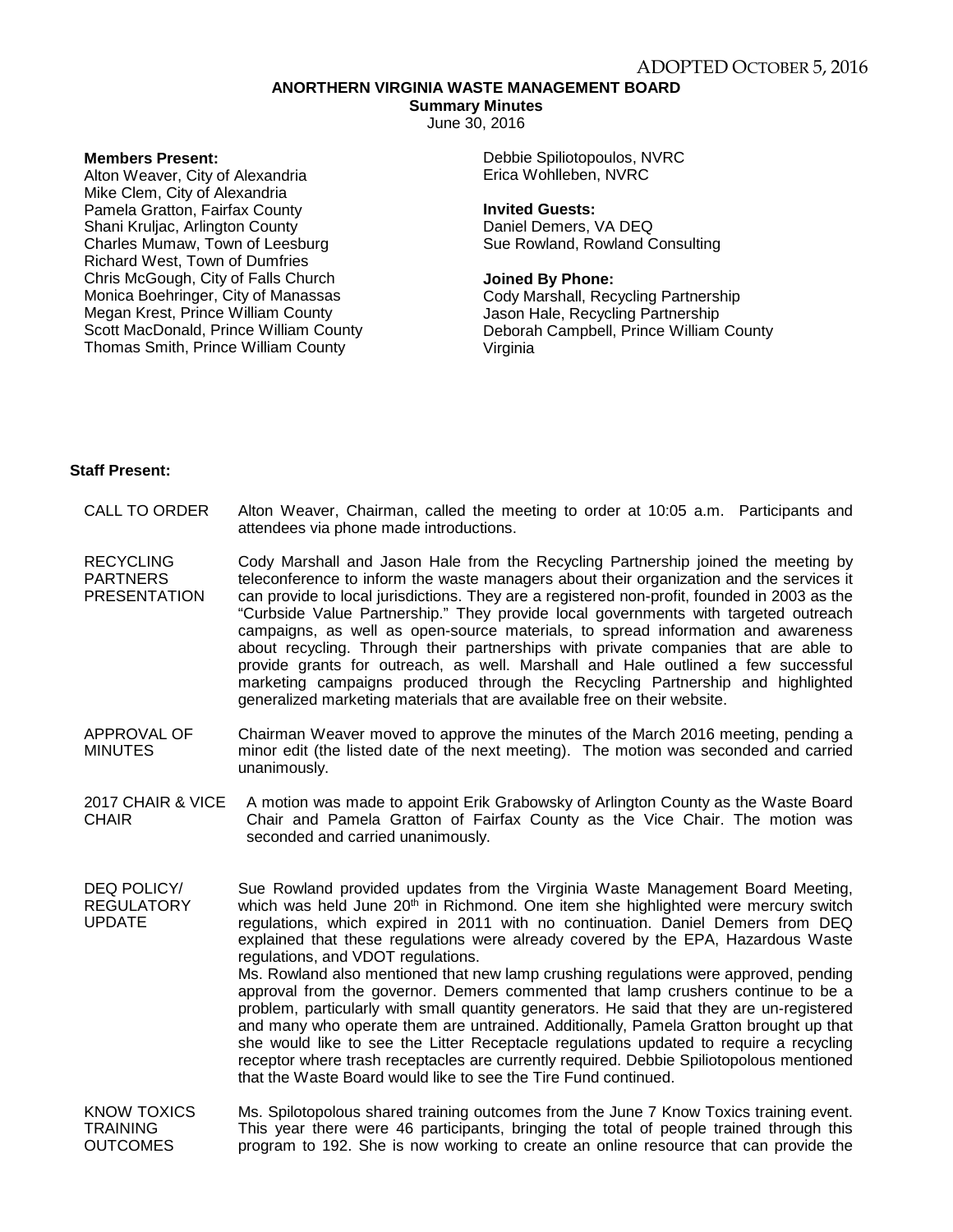ADOPTED OCTOBER 5, 2016

# ANORTHERN VIRGINIA WASTE MANAGEMENT BOARD

## Summary Minutes

June 30, 2016

**Members Present:**
Alton Weaver, City of Alexandria
Mike Clem, City of Alexandria
Pamela Gratton, Fairfax County
Shani Kruljac, Arlington County
Charles Mumaw, Town of Leesburg
Richard West, Town of Dumfries
Chris McGough, City of Falls Church
Monica Boehringer, City of Manassas
Megan Krest, Prince William County
Scott MacDonald, Prince William County
Thomas Smith, Prince William County

Debbie Spiliotopoulos, NVRC
Erica Wohlleben, NVRC

**Invited Guests:**
Daniel Demers, VA DEQ
Sue Rowland, Rowland Consulting

**Joined By Phone:**
Cody Marshall, Recycling Partnership
Jason Hale, Recycling Partnership
Deborah Campbell, Prince William County Virginia

**Staff Present:**

**CALL TO ORDER**
Alton Weaver, Chairman, called the meeting to order at 10:05 a.m. Participants and attendees via phone made introductions.

**RECYCLING PARTNERS PRESENTATION**
Cody Marshall and Jason Hale from the Recycling Partnership joined the meeting by teleconference to inform the waste managers about their organization and the services it can provide to local jurisdictions. They are a registered non-profit, founded in 2003 as the "Curbside Value Partnership." They provide local governments with targeted outreach campaigns, as well as open-source materials, to spread information and awareness about recycling. Through their partnerships with private companies that are able to provide grants for outreach, as well. Marshall and Hale outlined a few successful marketing campaigns produced through the Recycling Partnership and highlighted generalized marketing materials that are available free on their website.

**APPROVAL OF MINUTES**
Chairman Weaver moved to approve the minutes of the March 2016 meeting, pending a minor edit (the listed date of the next meeting). The motion was seconded and carried unanimously.

**2017 CHAIR & VICE CHAIR**
A motion was made to appoint Erik Grabowsky of Arlington County as the Waste Board Chair and Pamela Gratton of Fairfax County as the Vice Chair. The motion was seconded and carried unanimously.

**DEQ POLICY/ REGULATORY UPDATE**
Sue Rowland provided updates from the Virginia Waste Management Board Meeting, which was held June 20th in Richmond. One item she highlighted were mercury switch regulations, which expired in 2011 with no continuation. Daniel Demers from DEQ explained that these regulations were already covered by the EPA, Hazardous Waste regulations, and VDOT regulations.

Ms. Rowland also mentioned that new lamp crushing regulations were approved, pending approval from the governor. Demers commented that lamp crushers continue to be a problem, particularly with small quantity generators. He said that they are un-registered and many who operate them are untrained. Additionally, Pamela Gratton brought up that she would like to see the Litter Receptacle regulations updated to require a recycling receptor where trash receptacles are currently required. Debbie Spiliotopolous mentioned that the Waste Board would like to see the Tire Fund continued.

**KNOW TOXICS TRAINING OUTCOMES**
Ms. Spilotopolous shared training outcomes from the June 7 Know Toxics training event. This year there were 46 participants, bringing the total of people trained through this program to 192. She is now working to create an online resource that can provide the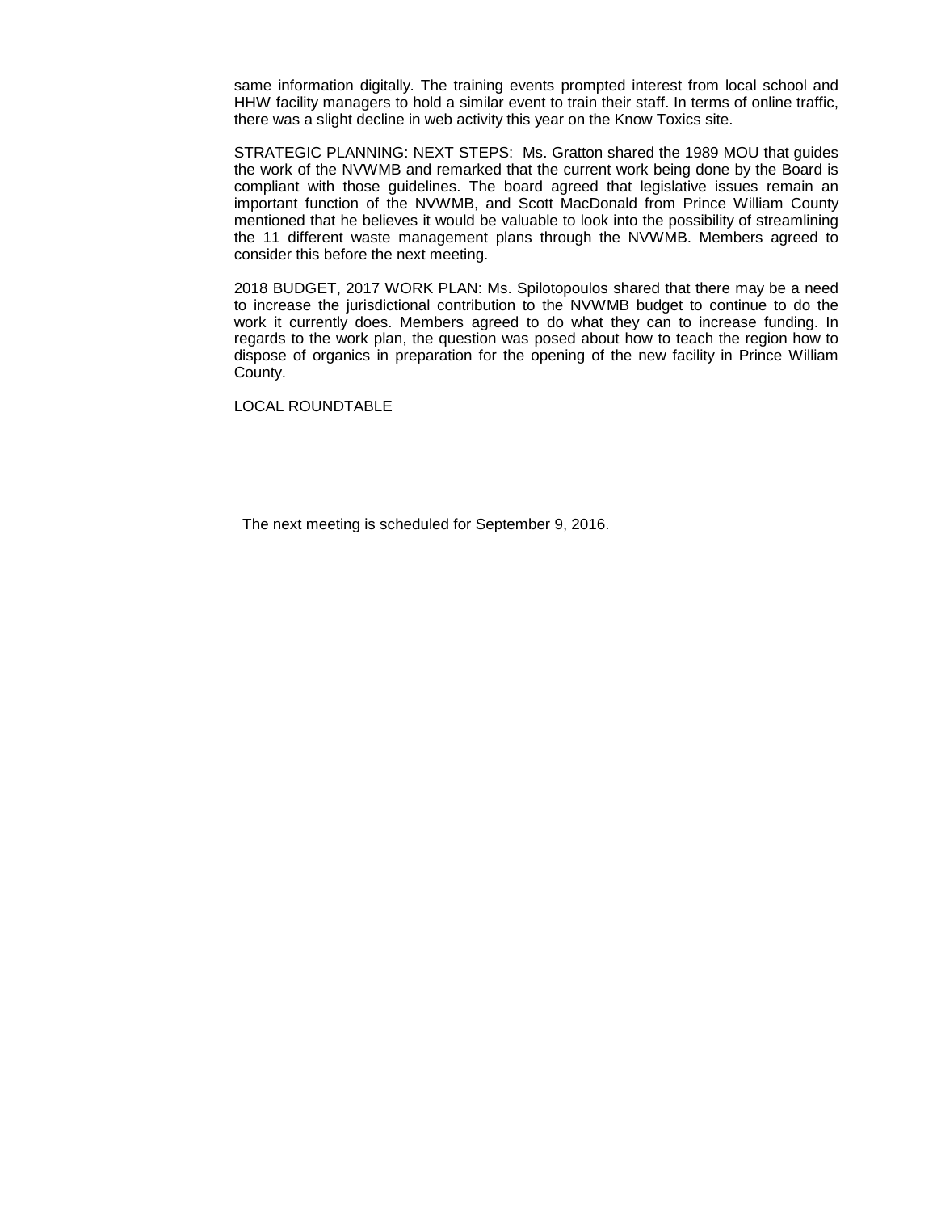same information digitally. The training events prompted interest from local school and HHW facility managers to hold a similar event to train their staff. In terms of online traffic, there was a slight decline in web activity this year on the Know Toxics site.

STRATEGIC PLANNING: NEXT STEPS: Ms. Gratton shared the 1989 MOU that guides the work of the NVWMB and remarked that the current work being done by the Board is compliant with those guidelines. The board agreed that legislative issues remain an important function of the NVWMB, and Scott MacDonald from Prince William County mentioned that he believes it would be valuable to look into the possibility of streamlining the 11 different waste management plans through the NVWMB. Members agreed to consider this before the next meeting.

2018 BUDGET, 2017 WORK PLAN: Ms. Spilotopoulos shared that there may be a need to increase the jurisdictional contribution to the NVWMB budget to continue to do the work it currently does. Members agreed to do what they can to increase funding. In regards to the work plan, the question was posed about how to teach the region how to dispose of organics in preparation for the opening of the new facility in Prince William County.

LOCAL ROUNDTABLE

The next meeting is scheduled for September 9, 2016.